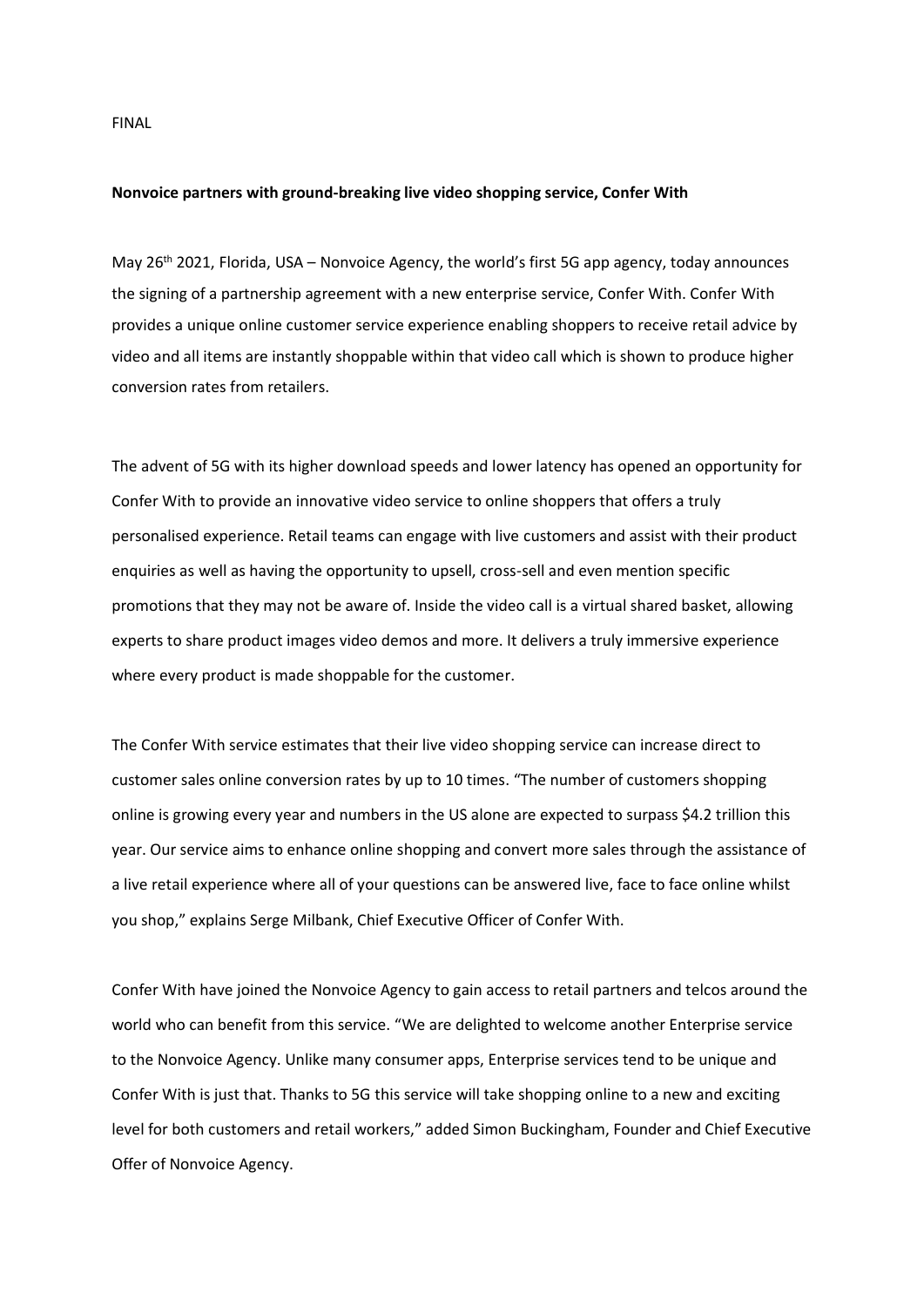FINAL

**Nonvoice partners with ground-breaking live video shopping service, Confer With**

May 26th 2021, Florida, USA – Nonvoice Agency, the world's first 5G app agency, today announces the signing of a partnership agreement with a new enterprise service, Confer With. Confer With provides a unique online customer service experience enabling shoppers to receive retail advice by video and all items are instantly shoppable within that video call which is shown to produce higher conversion rates from retailers.

The advent of 5G with its higher download speeds and lower latency has opened an opportunity for Confer With to provide an innovative video service to online shoppers that offers a truly personalised experience. Retail teams can engage with live customers and assist with their product enquiries as well as having the opportunity to upsell, cross-sell and even mention specific promotions that they may not be aware of. Inside the video call is a virtual shared basket, allowing experts to share product images video demos and more. It delivers a truly immersive experience where every product is made shoppable for the customer.

The Confer With service estimates that their live video shopping service can increase direct to customer sales online conversion rates by up to 10 times. "The number of customers shopping online is growing every year and numbers in the US alone are expected to surpass $4.2 trillion this year. Our service aims to enhance online shopping and convert more sales through the assistance of a live retail experience where all of your questions can be answered live, face to face online whilst you shop," explains Serge Milbank, Chief Executive Officer of Confer With.

Confer With have joined the Nonvoice Agency to gain access to retail partners and telcos around the world who can benefit from this service. "We are delighted to welcome another Enterprise service to the Nonvoice Agency. Unlike many consumer apps, Enterprise services tend to be unique and Confer With is just that. Thanks to 5G this service will take shopping online to a new and exciting level for both customers and retail workers," added Simon Buckingham, Founder and Chief Executive Offer of Nonvoice Agency.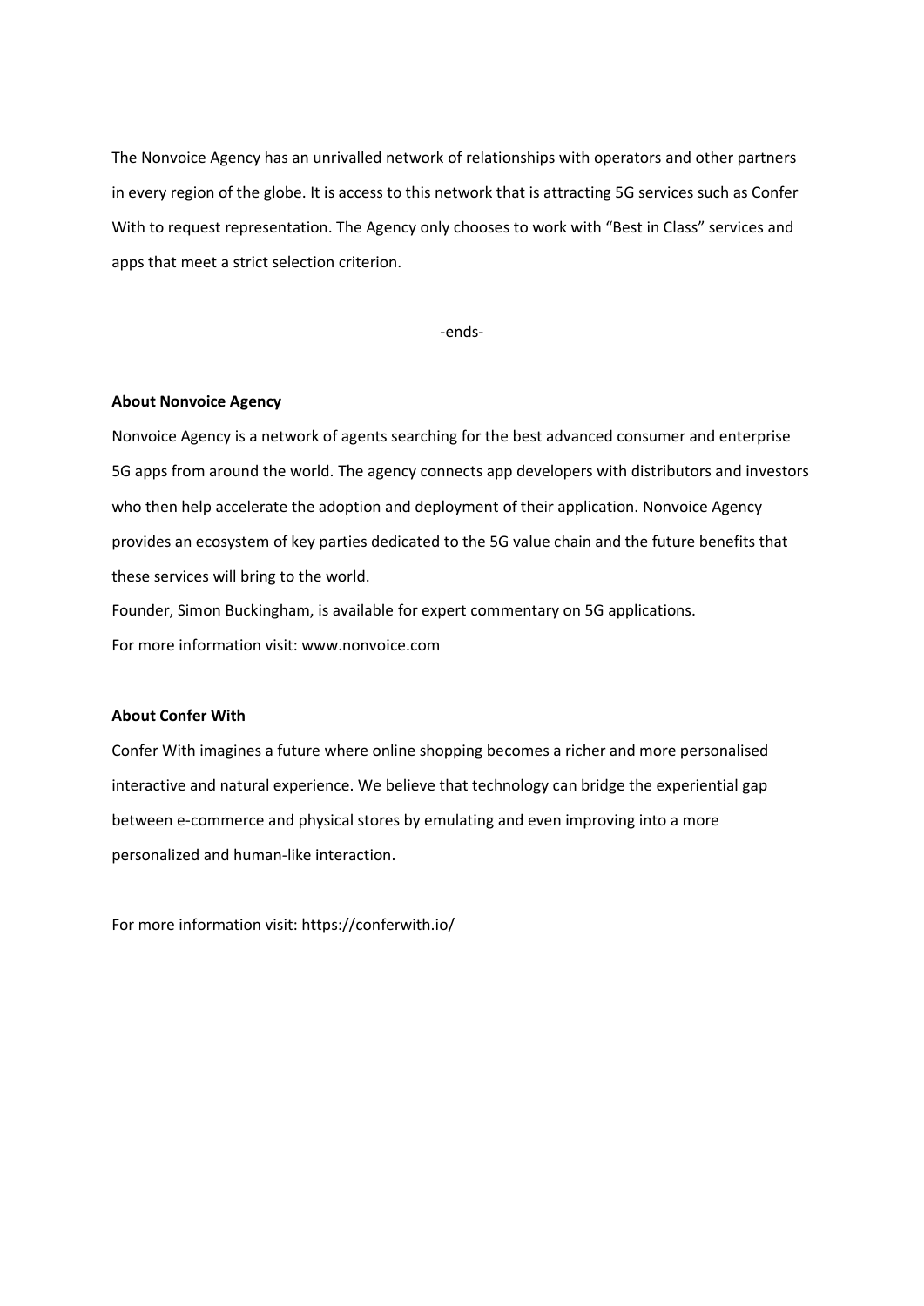The Nonvoice Agency has an unrivalled network of relationships with operators and other partners in every region of the globe. It is access to this network that is attracting 5G services such as Confer With to request representation. The Agency only chooses to work with "Best in Class" services and apps that meet a strict selection criterion.

-ends-

**About Nonvoice Agency**

Nonvoice Agency is a network of agents searching for the best advanced consumer and enterprise 5G apps from around the world. The agency connects app developers with distributors and investors who then help accelerate the adoption and deployment of their application. Nonvoice Agency provides an ecosystem of key parties dedicated to the 5G value chain and the future benefits that these services will bring to the world.

Founder, Simon Buckingham, is available for expert commentary on 5G applications.

For more information visit: www.nonvoice.com

**About Confer With**

Confer With imagines a future where online shopping becomes a richer and more personalised interactive and natural experience. We believe that technology can bridge the experiential gap between e-commerce and physical stores by emulating and even improving into a more personalized and human-like interaction.

For more information visit: https://conferwith.io/